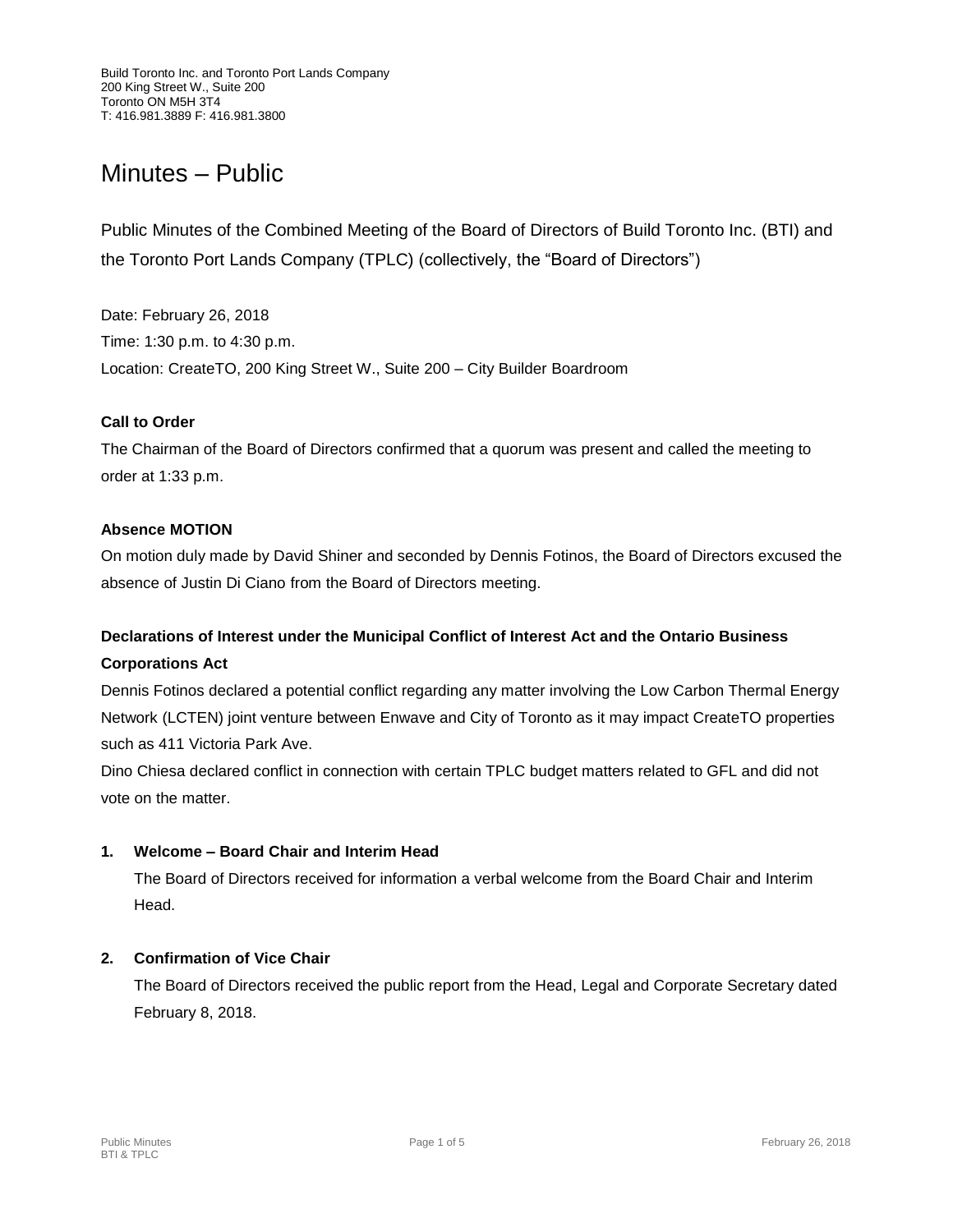Build Toronto Inc. and Toronto Port Lands Company
200 King Street W., Suite 200
Toronto ON M5H 3T4
T: 416.981.3889 F: 416.981.3800

# Minutes – Public

Public Minutes of the Combined Meeting of the Board of Directors of Build Toronto Inc. (BTI) and the Toronto Port Lands Company (TPLC) (collectively, the "Board of Directors")

Date: February 26, 2018
Time: 1:30 p.m. to 4:30 p.m.
Location: CreateTO, 200 King Street W., Suite 200 – City Builder Boardroom

**Call to Order**

The Chairman of the Board of Directors confirmed that a quorum was present and called the meeting to order at 1:33 p.m.

**Absence MOTION**

On motion duly made by David Shiner and seconded by Dennis Fotinos, the Board of Directors excused the absence of Justin Di Ciano from the Board of Directors meeting.

**Declarations of Interest under the Municipal Conflict of Interest Act and the Ontario Business Corporations Act**

Dennis Fotinos declared a potential conflict regarding any matter involving the Low Carbon Thermal Energy Network (LCTEN) joint venture between Enwave and City of Toronto as it may impact CreateTO properties such as 411 Victoria Park Ave.

Dino Chiesa declared conflict in connection with certain TPLC budget matters related to GFL and did not vote on the matter.

1. **Welcome – Board Chair and Interim Head**

   The Board of Directors received for information a verbal welcome from the Board Chair and Interim Head.

2. **Confirmation of Vice Chair**

   The Board of Directors received the public report from the Head, Legal and Corporate Secretary dated February 8, 2018.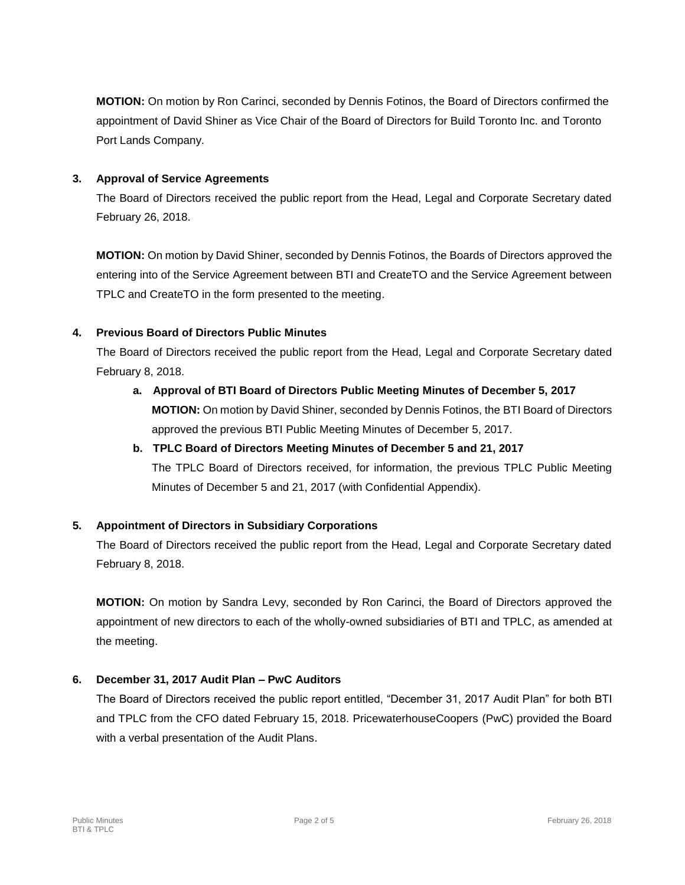**MOTION:** On motion by Ron Carinci, seconded by Dennis Fotinos, the Board of Directors confirmed the appointment of David Shiner as Vice Chair of the Board of Directors for Build Toronto Inc. and Toronto Port Lands Company.

**3. Approval of Service Agreements**

The Board of Directors received the public report from the Head, Legal and Corporate Secretary dated February 26, 2018.

**MOTION:** On motion by David Shiner, seconded by Dennis Fotinos, the Boards of Directors approved the entering into of the Service Agreement between BTI and CreateTO and the Service Agreement between TPLC and CreateTO in the form presented to the meeting.

**4. Previous Board of Directors Public Minutes**

The Board of Directors received the public report from the Head, Legal and Corporate Secretary dated February 8, 2018.

a. **Approval of BTI Board of Directors Public Meeting Minutes of December 5, 2017**
   **MOTION:** On motion by David Shiner, seconded by Dennis Fotinos, the BTI Board of Directors approved the previous BTI Public Meeting Minutes of December 5, 2017.

b. **TPLC Board of Directors Meeting Minutes of December 5 and 21, 2017**
   The TPLC Board of Directors received, for information, the previous TPLC Public Meeting Minutes of December 5 and 21, 2017 (with Confidential Appendix).

**5. Appointment of Directors in Subsidiary Corporations**

The Board of Directors received the public report from the Head, Legal and Corporate Secretary dated February 8, 2018.

**MOTION:** On motion by Sandra Levy, seconded by Ron Carinci, the Board of Directors approved the appointment of new directors to each of the wholly-owned subsidiaries of BTI and TPLC, as amended at the meeting.

**6. December 31, 2017 Audit Plan – PwC Auditors**

The Board of Directors received the public report entitled, "December 31, 2017 Audit Plan" for both BTI and TPLC from the CFO dated February 15, 2018. PricewaterhouseCoopers (PwC) provided the Board with a verbal presentation of the Audit Plans.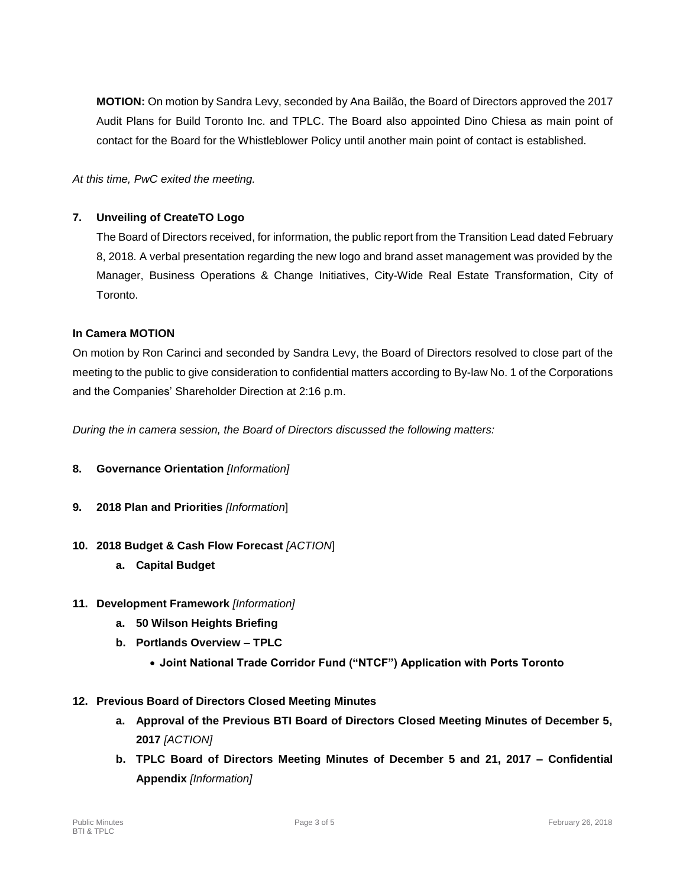**MOTION:** On motion by Sandra Levy, seconded by Ana Bailão, the Board of Directors approved the 2017 Audit Plans for Build Toronto Inc. and TPLC. The Board also appointed Dino Chiesa as main point of contact for the Board for the Whistleblower Policy until another main point of contact is established.

*At this time, PwC exited the meeting.*

**7. Unveiling of CreateTO Logo**

The Board of Directors received, for information, the public report from the Transition Lead dated February 8, 2018. A verbal presentation regarding the new logo and brand asset management was provided by the Manager, Business Operations & Change Initiatives, City-Wide Real Estate Transformation, City of Toronto.

**In Camera MOTION**

On motion by Ron Carinci and seconded by Sandra Levy, the Board of Directors resolved to close part of the meeting to the public to give consideration to confidential matters according to By-law No. 1 of the Corporations and the Companies' Shareholder Direction at 2:16 p.m.

*During the in camera session, the Board of Directors discussed the following matters:*

**8. Governance Orientation** *[Information]*

**9. 2018 Plan and Priorities** *[Information]*

**10. 2018 Budget & Cash Flow Forecast** *[ACTION]*

- **a. Capital Budget**

**11. Development Framework** *[Information]*

- **a. 50 Wilson Heights Briefing**
- **b. Portlands Overview – TPLC**
  - **Joint National Trade Corridor Fund ("NTCF") Application with Ports Toronto**

**12. Previous Board of Directors Closed Meeting Minutes**

- **a. Approval of the Previous BTI Board of Directors Closed Meeting Minutes of December 5, 2017** *[ACTION]*
- **b. TPLC Board of Directors Meeting Minutes of December 5 and 21, 2017 – Confidential Appendix** *[Information]*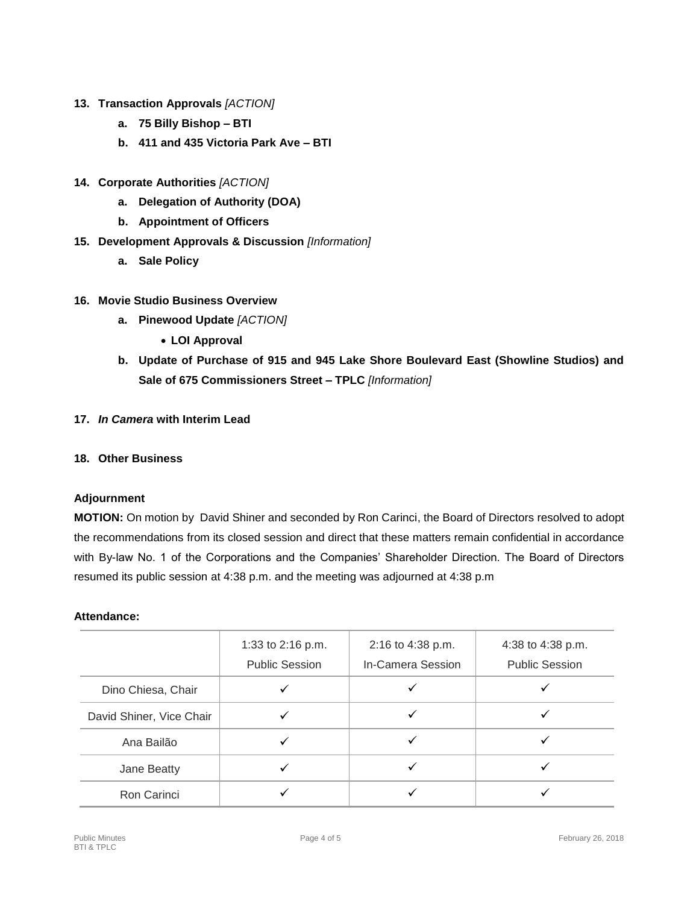13. **Transaction Approvals** *[ACTION]*
    a. **75 Billy Bishop – BTI**
    b. **411 and 435 Victoria Park Ave – BTI**

14. **Corporate Authorities** *[ACTION]*
    a. **Delegation of Authority (DOA)**
    b. **Appointment of Officers**

15. **Development Approvals & Discussion** *[Information]*
    a. **Sale Policy**

16. **Movie Studio Business Overview**
    a. **Pinewood Update** *[ACTION]*
       - **LOI Approval**
    b. **Update of Purchase of 915 and 945 Lake Shore Boulevard East (Showline Studios) and Sale of 675 Commissioners Street – TPLC** *[Information]*

17. ***In Camera* with Interim Lead**

18. **Other Business**

**Adjournment**

**MOTION:** On motion by David Shiner and seconded by Ron Carinci, the Board of Directors resolved to adopt the recommendations from its closed session and direct that these matters remain confidential in accordance with By-law No. 1 of the Corporations and the Companies' Shareholder Direction. The Board of Directors resumed its public session at 4:38 p.m. and the meeting was adjourned at 4:38 p.m

**Attendance:**

| | 1:33 to 2:16 p.m. Public Session | 2:16 to 4:38 p.m. In-Camera Session | 4:38 to 4:38 p.m. Public Session |
|---|---|---|---|
| Dino Chiesa, Chair | ✓ | ✓ | ✓ |
| David Shiner, Vice Chair | ✓ | ✓ | ✓ |
| Ana Bailão | ✓ | ✓ | ✓ |
| Jane Beatty | ✓ | ✓ | ✓ |
| Ron Carinci | ✓ | ✓ | ✓ |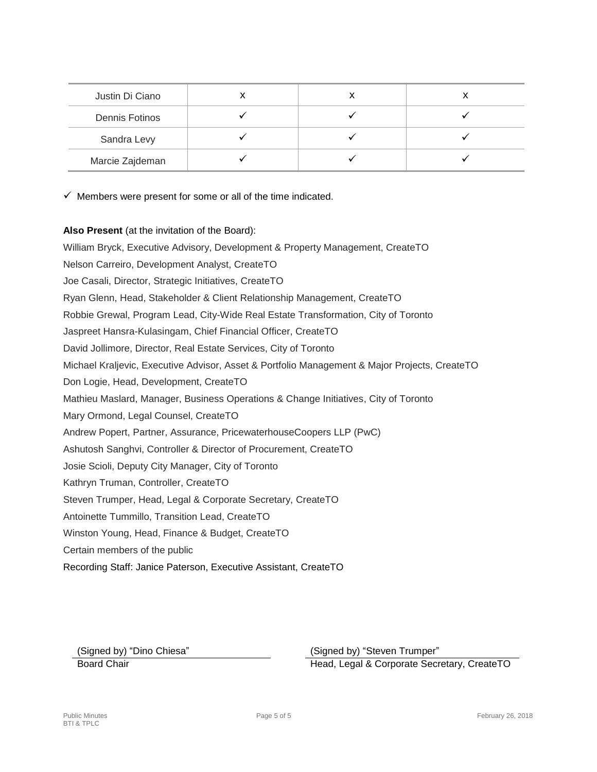| | | | |
|---|---|---|---|
| Justin Di Ciano | x | x | x |
| Dennis Fotinos | ✓ | ✓ | ✓ |
| Sandra Levy | ✓ | ✓ | ✓ |
| Marcie Zajdeman | ✓ | ✓ | ✓ |

✓ Members were present for some or all of the time indicated.

**Also Present** (at the invitation of the Board):

William Bryck, Executive Advisory, Development & Property Management, CreateTO

Nelson Carreiro, Development Analyst, CreateTO

Joe Casali, Director, Strategic Initiatives, CreateTO

Ryan Glenn, Head, Stakeholder & Client Relationship Management, CreateTO

Robbie Grewal, Program Lead, City-Wide Real Estate Transformation, City of Toronto

Jaspreet Hansra-Kulasingam, Chief Financial Officer, CreateTO

David Jollimore, Director, Real Estate Services, City of Toronto

Michael Kraljevic, Executive Advisor, Asset & Portfolio Management & Major Projects, CreateTO

Don Logie, Head, Development, CreateTO

Mathieu Maslard, Manager, Business Operations & Change Initiatives, City of Toronto

Mary Ormond, Legal Counsel, CreateTO

Andrew Popert, Partner, Assurance, PricewaterhouseCoopers LLP (PwC)

Ashutosh Sanghvi, Controller & Director of Procurement, CreateTO

Josie Scioli, Deputy City Manager, City of Toronto

Kathryn Truman, Controller, CreateTO

Steven Trumper, Head, Legal & Corporate Secretary, CreateTO

Antoinette Tummillo, Transition Lead, CreateTO

Winston Young, Head, Finance & Budget, CreateTO

Certain members of the public

Recording Staff: Janice Paterson, Executive Assistant, CreateTO

(Signed by) "Dino Chiesa"
Board Chair

(Signed by) "Steven Trumper"
Head, Legal & Corporate Secretary, CreateTO